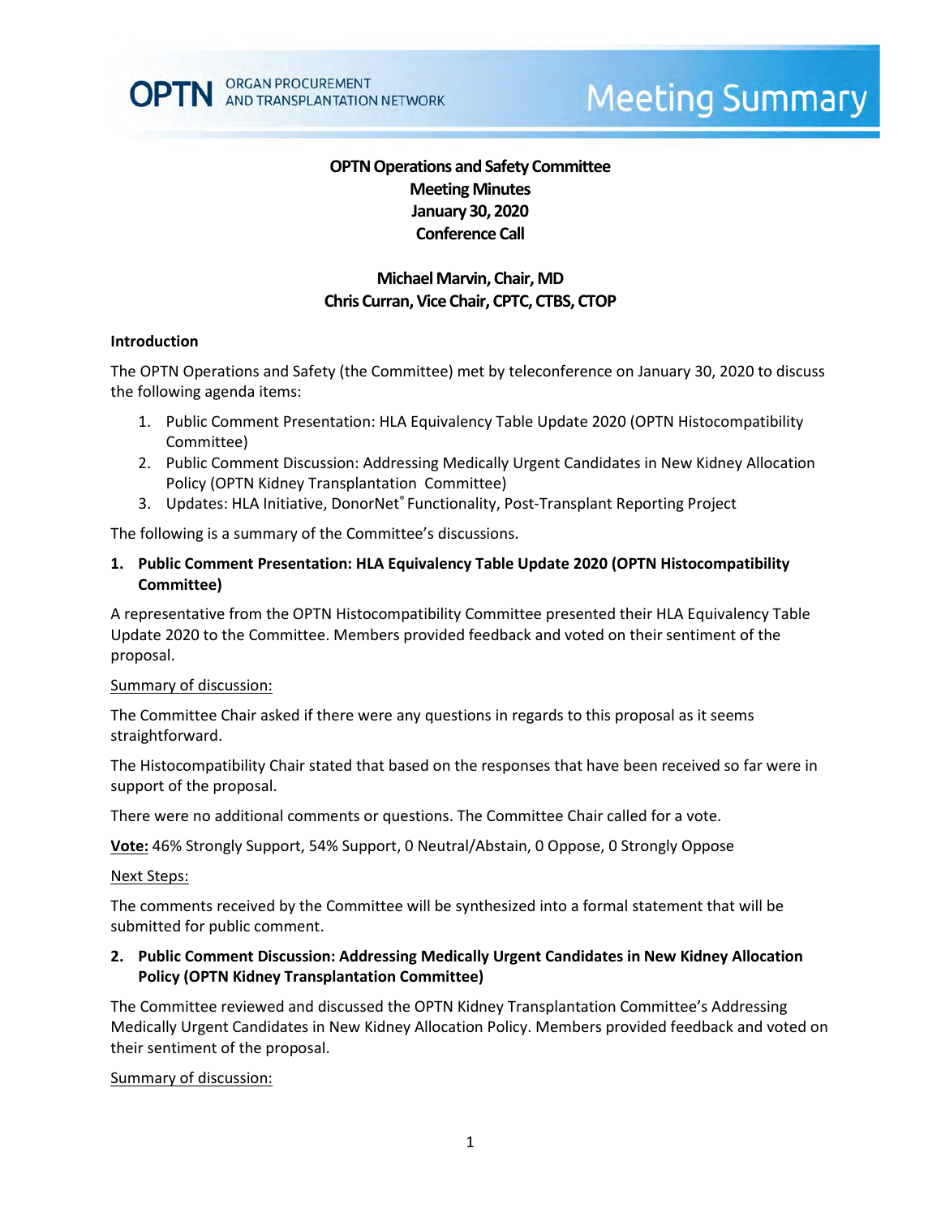OPTN ORGAN PROCUREMENT AND TRANSPLANTATION NETWORK

# Meeting Summary

**OPTN Operations and Safety Committee**
**Meeting Minutes**
**January 30, 2020**
**Conference Call**

**Michael Marvin, Chair, MD**
**Chris Curran, Vice Chair, CPTC, CTBS, CTOP**

## Introduction

The OPTN Operations and Safety (the Committee) met by teleconference on January 30, 2020 to discuss the following agenda items:

1. Public Comment Presentation: HLA Equivalency Table Update 2020 (OPTN Histocompatibility Committee)
2. Public Comment Discussion: Addressing Medically Urgent Candidates in New Kidney Allocation Policy (OPTN Kidney Transplantation Committee)
3. Updates: HLA Initiative, DonorNet® Functionality, Post-Transplant Reporting Project

The following is a summary of the Committee's discussions.

## 1. Public Comment Presentation: HLA Equivalency Table Update 2020 (OPTN Histocompatibility Committee)

A representative from the OPTN Histocompatibility Committee presented their HLA Equivalency Table Update 2020 to the Committee. Members provided feedback and voted on their sentiment of the proposal.

Summary of discussion:

The Committee Chair asked if there were any questions in regards to this proposal as it seems straightforward.

The Histocompatibility Chair stated that based on the responses that have been received so far were in support of the proposal.

There were no additional comments or questions. The Committee Chair called for a vote.

**Vote:** 46% Strongly Support, 54% Support, 0 Neutral/Abstain, 0 Oppose, 0 Strongly Oppose

Next Steps:

The comments received by the Committee will be synthesized into a formal statement that will be submitted for public comment.

## 2. Public Comment Discussion: Addressing Medically Urgent Candidates in New Kidney Allocation Policy (OPTN Kidney Transplantation Committee)

The Committee reviewed and discussed the OPTN Kidney Transplantation Committee's Addressing Medically Urgent Candidates in New Kidney Allocation Policy. Members provided feedback and voted on their sentiment of the proposal.

Summary of discussion: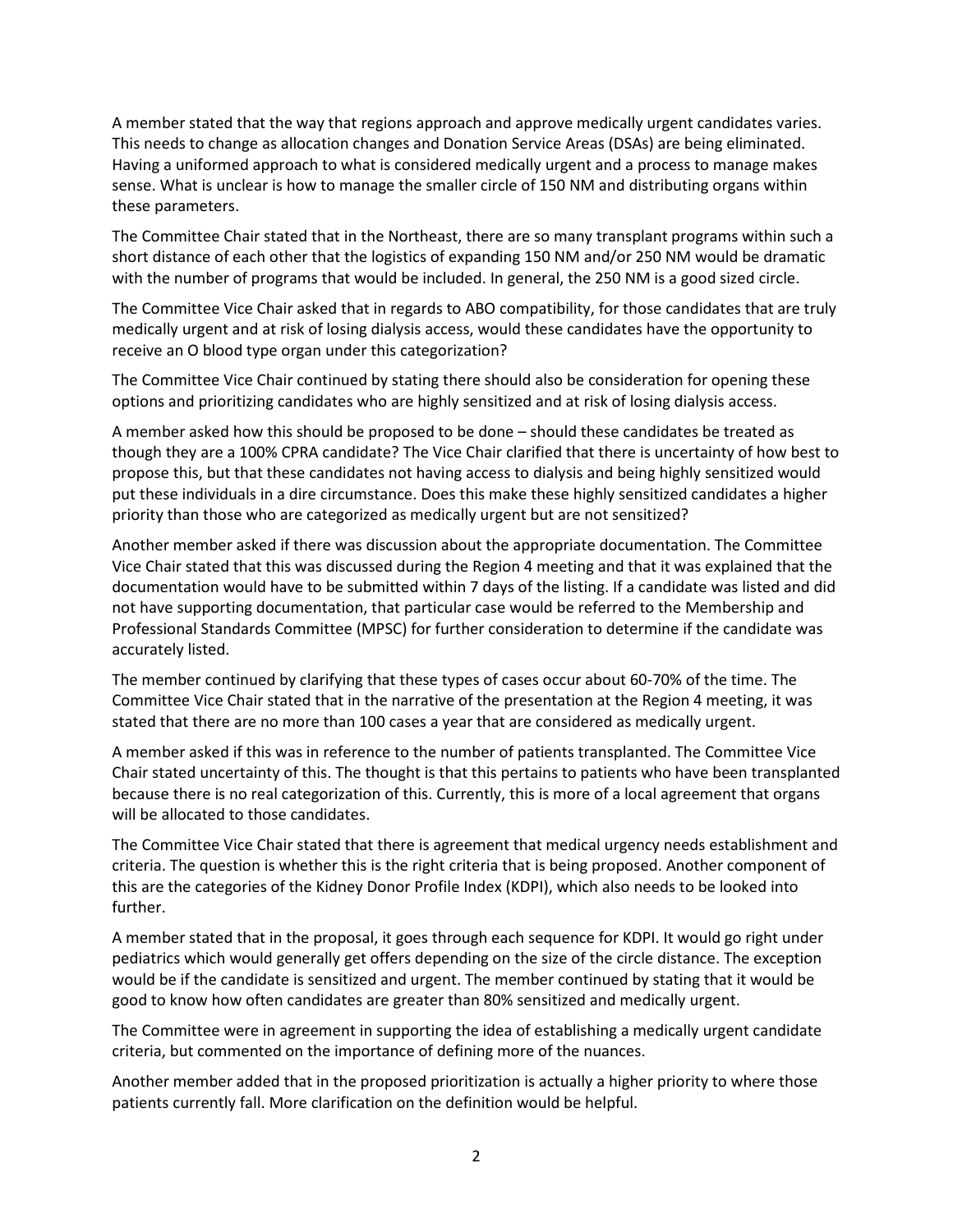A member stated that the way that regions approach and approve medically urgent candidates varies. This needs to change as allocation changes and Donation Service Areas (DSAs) are being eliminated. Having a uniformed approach to what is considered medically urgent and a process to manage makes sense. What is unclear is how to manage the smaller circle of 150 NM and distributing organs within these parameters.

The Committee Chair stated that in the Northeast, there are so many transplant programs within such a short distance of each other that the logistics of expanding 150 NM and/or 250 NM would be dramatic with the number of programs that would be included. In general, the 250 NM is a good sized circle.

The Committee Vice Chair asked that in regards to ABO compatibility, for those candidates that are truly medically urgent and at risk of losing dialysis access, would these candidates have the opportunity to receive an O blood type organ under this categorization?

The Committee Vice Chair continued by stating there should also be consideration for opening these options and prioritizing candidates who are highly sensitized and at risk of losing dialysis access.

A member asked how this should be proposed to be done – should these candidates be treated as though they are a 100% CPRA candidate? The Vice Chair clarified that there is uncertainty of how best to propose this, but that these candidates not having access to dialysis and being highly sensitized would put these individuals in a dire circumstance. Does this make these highly sensitized candidates a higher priority than those who are categorized as medically urgent but are not sensitized?

Another member asked if there was discussion about the appropriate documentation. The Committee Vice Chair stated that this was discussed during the Region 4 meeting and that it was explained that the documentation would have to be submitted within 7 days of the listing. If a candidate was listed and did not have supporting documentation, that particular case would be referred to the Membership and Professional Standards Committee (MPSC) for further consideration to determine if the candidate was accurately listed.

The member continued by clarifying that these types of cases occur about 60-70% of the time. The Committee Vice Chair stated that in the narrative of the presentation at the Region 4 meeting, it was stated that there are no more than 100 cases a year that are considered as medically urgent.

A member asked if this was in reference to the number of patients transplanted. The Committee Vice Chair stated uncertainty of this. The thought is that this pertains to patients who have been transplanted because there is no real categorization of this. Currently, this is more of a local agreement that organs will be allocated to those candidates.

The Committee Vice Chair stated that there is agreement that medical urgency needs establishment and criteria. The question is whether this is the right criteria that is being proposed. Another component of this are the categories of the Kidney Donor Profile Index (KDPI), which also needs to be looked into further.

A member stated that in the proposal, it goes through each sequence for KDPI. It would go right under pediatrics which would generally get offers depending on the size of the circle distance. The exception would be if the candidate is sensitized and urgent. The member continued by stating that it would be good to know how often candidates are greater than 80% sensitized and medically urgent.

The Committee were in agreement in supporting the idea of establishing a medically urgent candidate criteria, but commented on the importance of defining more of the nuances.

Another member added that in the proposed prioritization is actually a higher priority to where those patients currently fall. More clarification on the definition would be helpful.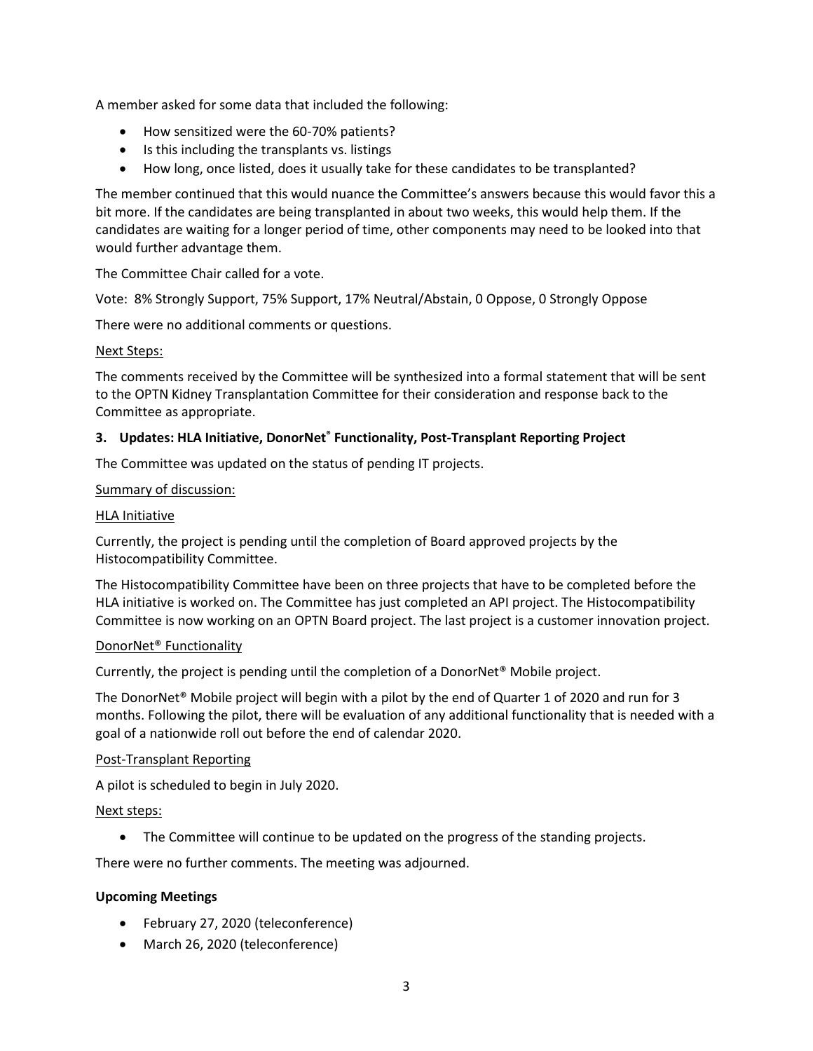A member asked for some data that included the following:

- How sensitized were the 60-70% patients?
- Is this including the transplants vs. listings
- How long, once listed, does it usually take for these candidates to be transplanted?

The member continued that this would nuance the Committee's answers because this would favor this a bit more. If the candidates are being transplanted in about two weeks, this would help them. If the candidates are waiting for a longer period of time, other components may need to be looked into that would further advantage them.

The Committee Chair called for a vote.

Vote: 8% Strongly Support, 75% Support, 17% Neutral/Abstain, 0 Oppose, 0 Strongly Oppose

There were no additional comments or questions.

Next Steps:

The comments received by the Committee will be synthesized into a formal statement that will be sent to the OPTN Kidney Transplantation Committee for their consideration and response back to the Committee as appropriate.

### 3. Updates: HLA Initiative, DonorNet® Functionality, Post-Transplant Reporting Project

The Committee was updated on the status of pending IT projects.

Summary of discussion:

HLA Initiative

Currently, the project is pending until the completion of Board approved projects by the Histocompatibility Committee.

The Histocompatibility Committee have been on three projects that have to be completed before the HLA initiative is worked on. The Committee has just completed an API project. The Histocompatibility Committee is now working on an OPTN Board project. The last project is a customer innovation project.

DonorNet® Functionality

Currently, the project is pending until the completion of a DonorNet® Mobile project.

The DonorNet® Mobile project will begin with a pilot by the end of Quarter 1 of 2020 and run for 3 months. Following the pilot, there will be evaluation of any additional functionality that is needed with a goal of a nationwide roll out before the end of calendar 2020.

Post-Transplant Reporting

A pilot is scheduled to begin in July 2020.

Next steps:

- The Committee will continue to be updated on the progress of the standing projects.

There were no further comments. The meeting was adjourned.

**Upcoming Meetings**

- February 27, 2020 (teleconference)
- March 26, 2020 (teleconference)